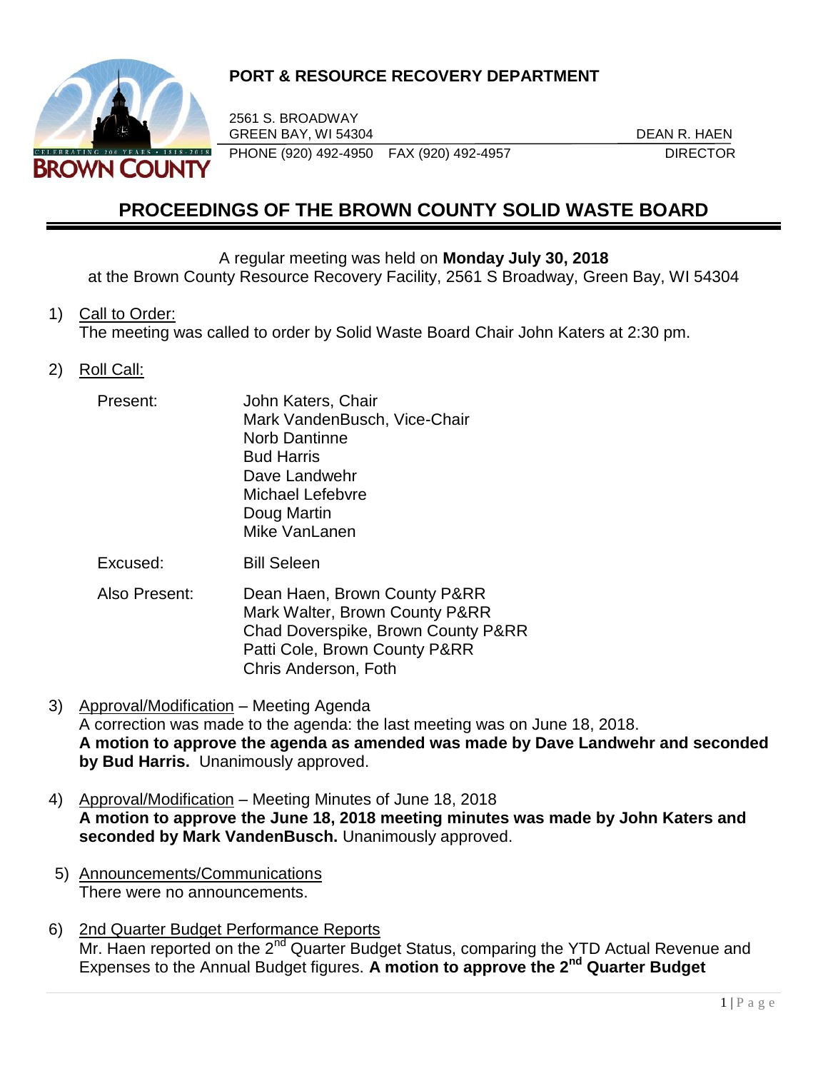**PORT & RESOURCE RECOVERY DEPARTMENT**

2561 S. BROADWAY
GREEN BAY, WI 54304
PHONE (920) 492-4950 FAX (920) 492-4957

DEAN R. HAEN
DIRECTOR

# PROCEEDINGS OF THE BROWN COUNTY SOLID WASTE BOARD

A regular meeting was held on **Monday July 30, 2018**
at the Brown County Resource Recovery Facility, 2561 S Broadway, Green Bay, WI 54304

1) Call to Order:
The meeting was called to order by Solid Waste Board Chair John Katers at 2:30 pm.

2) Roll Call:

Present: John Katers, Chair
Mark VandenBusch, Vice-Chair
Norb Dantinne
Bud Harris
Dave Landwehr
Michael Lefebvre
Doug Martin
Mike VanLanen

Excused: Bill Seleen

Also Present: Dean Haen, Brown County P&RR
Mark Walter, Brown County P&RR
Chad Doverspike, Brown County P&RR
Patti Cole, Brown County P&RR
Chris Anderson, Foth

3) Approval/Modification – Meeting Agenda
A correction was made to the agenda: the last meeting was on June 18, 2018.
**A motion to approve the agenda as amended was made by Dave Landwehr and seconded by Bud Harris.** Unanimously approved.

4) Approval/Modification – Meeting Minutes of June 18, 2018
**A motion to approve the June 18, 2018 meeting minutes was made by John Katers and seconded by Mark VandenBusch.** Unanimously approved.

5) Announcements/Communications
There were no announcements.

6) 2nd Quarter Budget Performance Reports
Mr. Haen reported on the 2nd Quarter Budget Status, comparing the YTD Actual Revenue and Expenses to the Annual Budget figures. **A motion to approve the 2nd Quarter Budget**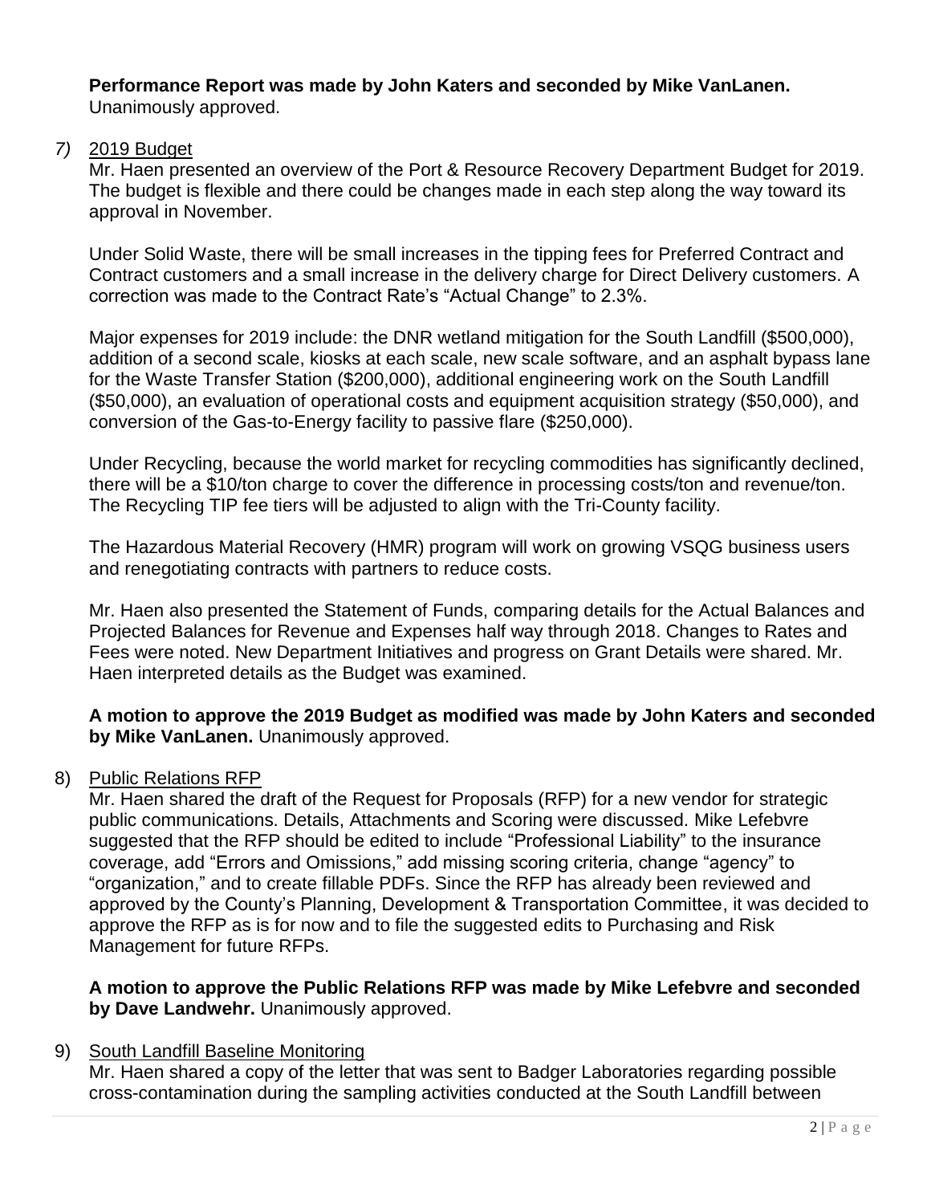**Performance Report was made by John Katers and seconded by Mike VanLanen.** Unanimously approved.

*7)* 2019 Budget

Mr. Haen presented an overview of the Port & Resource Recovery Department Budget for 2019. The budget is flexible and there could be changes made in each step along the way toward its approval in November.

Under Solid Waste, there will be small increases in the tipping fees for Preferred Contract and Contract customers and a small increase in the delivery charge for Direct Delivery customers. A correction was made to the Contract Rate's "Actual Change" to 2.3%.

Major expenses for 2019 include: the DNR wetland mitigation for the South Landfill ($500,000), addition of a second scale, kiosks at each scale, new scale software, and an asphalt bypass lane for the Waste Transfer Station ($200,000), additional engineering work on the South Landfill ($50,000), an evaluation of operational costs and equipment acquisition strategy ($50,000), and conversion of the Gas-to-Energy facility to passive flare ($250,000).

Under Recycling, because the world market for recycling commodities has significantly declined, there will be a $10/ton charge to cover the difference in processing costs/ton and revenue/ton. The Recycling TIP fee tiers will be adjusted to align with the Tri-County facility.

The Hazardous Material Recovery (HMR) program will work on growing VSQG business users and renegotiating contracts with partners to reduce costs.

Mr. Haen also presented the Statement of Funds, comparing details for the Actual Balances and Projected Balances for Revenue and Expenses half way through 2018. Changes to Rates and Fees were noted. New Department Initiatives and progress on Grant Details were shared. Mr. Haen interpreted details as the Budget was examined.

**A motion to approve the 2019 Budget as modified was made by John Katers and seconded by Mike VanLanen.** Unanimously approved.

8) Public Relations RFP

Mr. Haen shared the draft of the Request for Proposals (RFP) for a new vendor for strategic public communications. Details, Attachments and Scoring were discussed. Mike Lefebvre suggested that the RFP should be edited to include "Professional Liability" to the insurance coverage, add "Errors and Omissions," add missing scoring criteria, change "agency" to "organization," and to create fillable PDFs. Since the RFP has already been reviewed and approved by the County's Planning, Development & Transportation Committee, it was decided to approve the RFP as is for now and to file the suggested edits to Purchasing and Risk Management for future RFPs.

**A motion to approve the Public Relations RFP was made by Mike Lefebvre and seconded by Dave Landwehr.** Unanimously approved.

9) South Landfill Baseline Monitoring

Mr. Haen shared a copy of the letter that was sent to Badger Laboratories regarding possible cross-contamination during the sampling activities conducted at the South Landfill between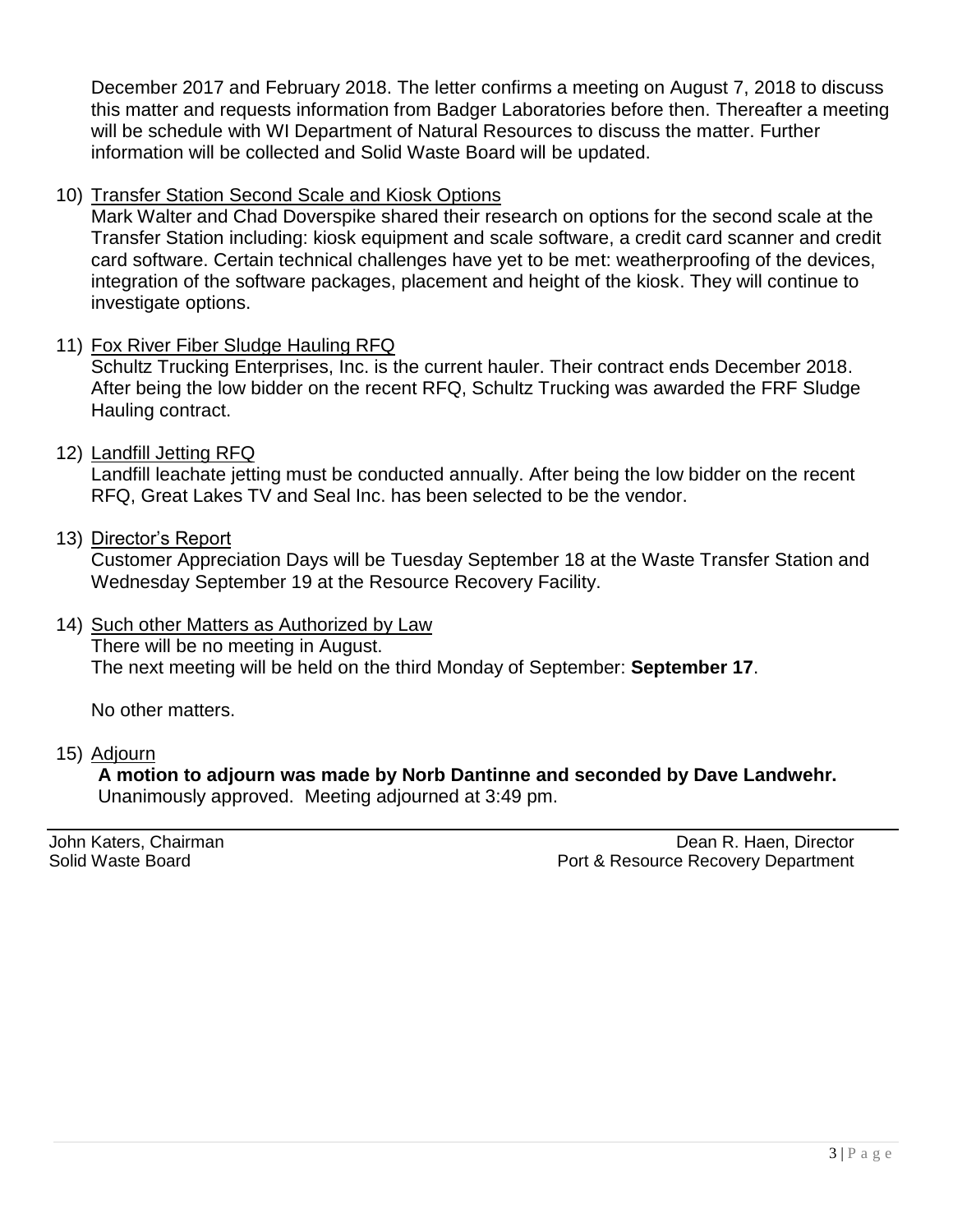December 2017 and February 2018. The letter confirms a meeting on August 7, 2018 to discuss this matter and requests information from Badger Laboratories before then. Thereafter a meeting will be schedule with WI Department of Natural Resources to discuss the matter. Further information will be collected and Solid Waste Board will be updated.

10) Transfer Station Second Scale and Kiosk Options
Mark Walter and Chad Doverspike shared their research on options for the second scale at the Transfer Station including: kiosk equipment and scale software, a credit card scanner and credit card software. Certain technical challenges have yet to be met: weatherproofing of the devices, integration of the software packages, placement and height of the kiosk. They will continue to investigate options.

11) Fox River Fiber Sludge Hauling RFQ
Schultz Trucking Enterprises, Inc. is the current hauler. Their contract ends December 2018. After being the low bidder on the recent RFQ, Schultz Trucking was awarded the FRF Sludge Hauling contract.

12) Landfill Jetting RFQ
Landfill leachate jetting must be conducted annually. After being the low bidder on the recent RFQ, Great Lakes TV and Seal Inc. has been selected to be the vendor.

13) Director's Report
Customer Appreciation Days will be Tuesday September 18 at the Waste Transfer Station and Wednesday September 19 at the Resource Recovery Facility.

14) Such other Matters as Authorized by Law
There will be no meeting in August.
The next meeting will be held on the third Monday of September: **September 17**.

No other matters.

15) Adjourn
**A motion to adjourn was made by Norb Dantinne and seconded by Dave Landwehr.** Unanimously approved. Meeting adjourned at 3:49 pm.

John Katers, Chairman
Solid Waste Board

Dean R. Haen, Director
Port & Resource Recovery Department